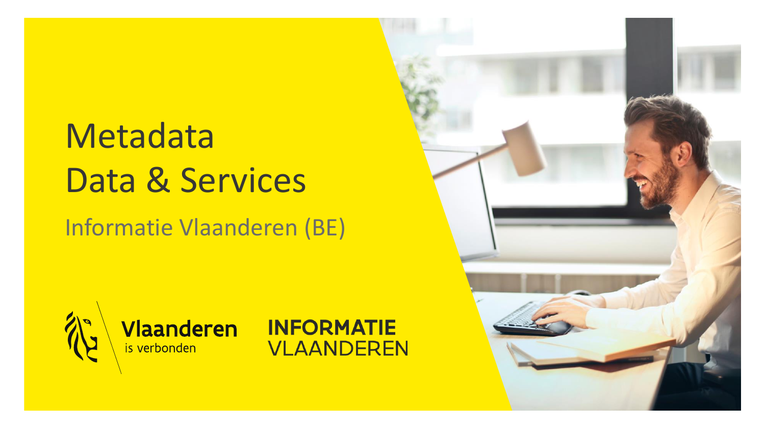# Metadata
# Data & Services

## Informatie Vlaanderen (BE)

Vlaanderen
is verbonden

INFORMATIE
VLAANDEREN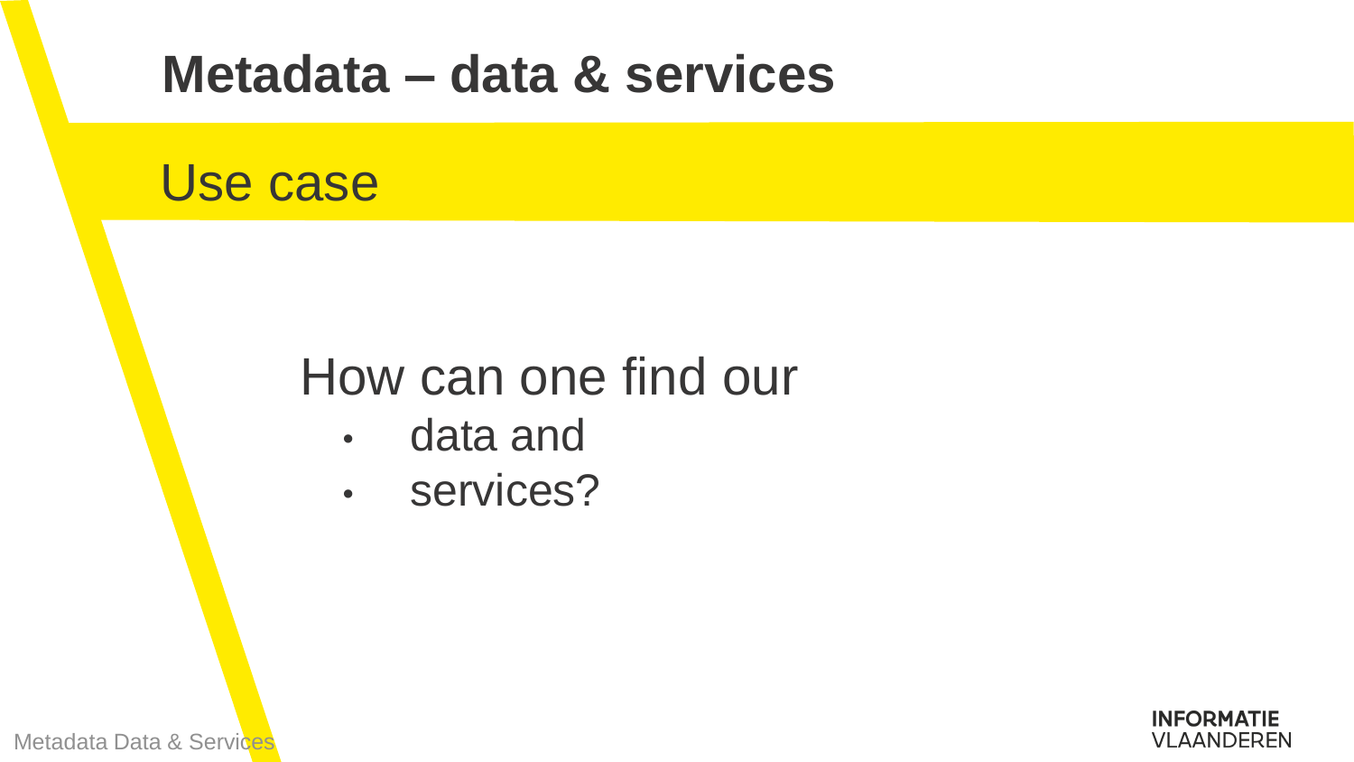# Metadata – data & services

## Use case

How can one find our

- data and
- services?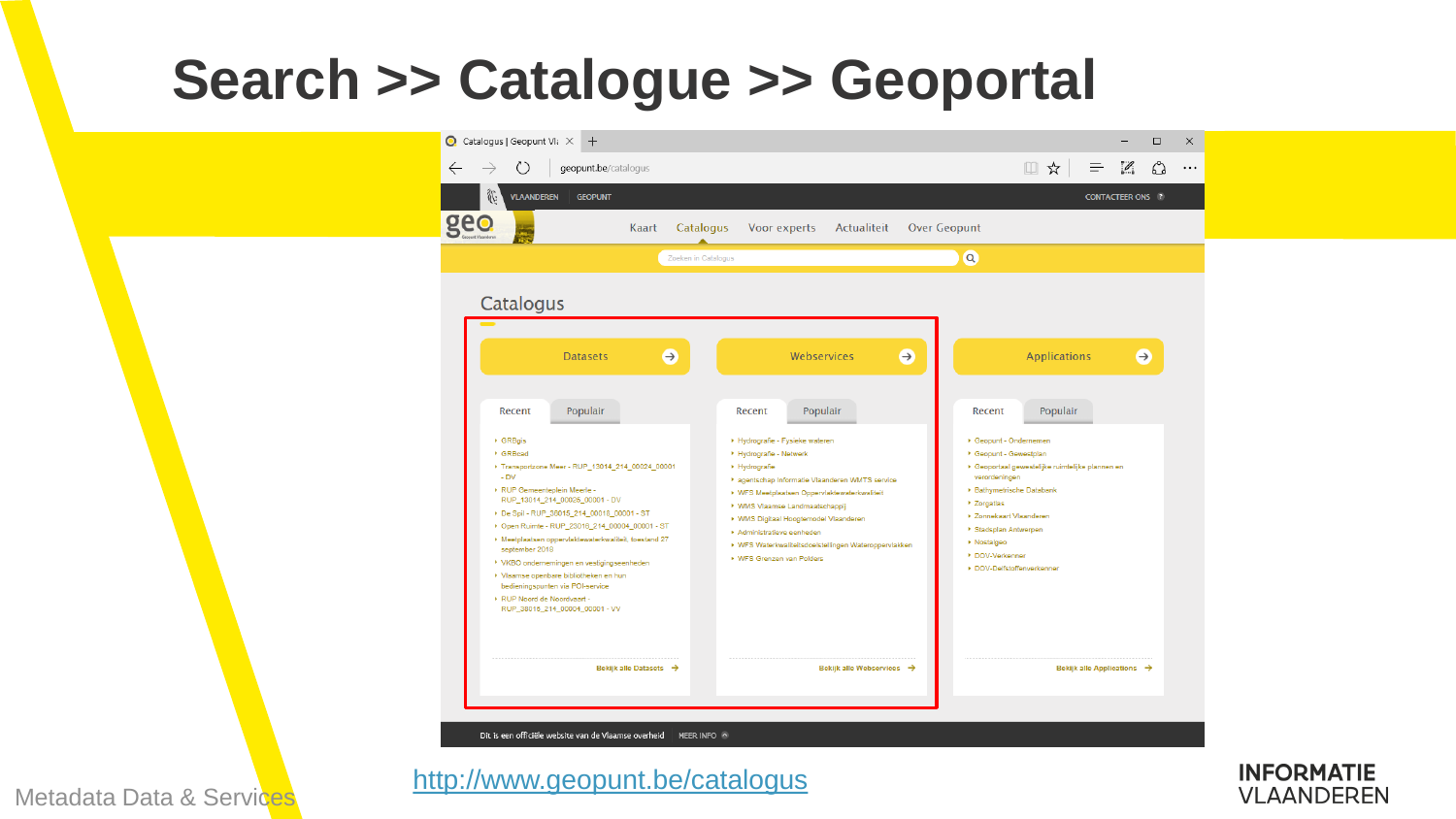# Search >> Catalogue >> Geoportal

http://www.geopunt.be/catalogus

Metadata Data & Services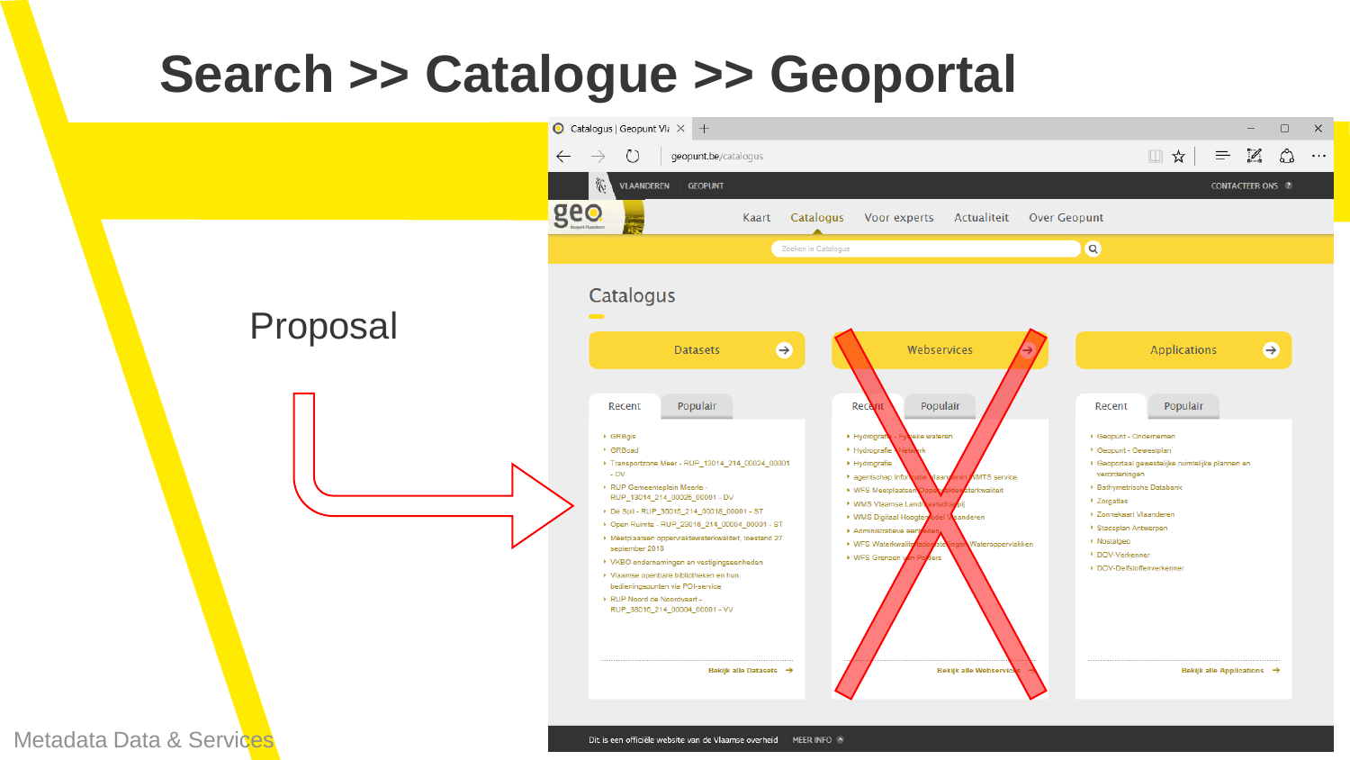# Search >> Catalogue >> Geoportal

Proposal

Catalogue | Geopunt Vl

geopunt.be/catalogus

VLAANDEREN GEOPUNT CONTACTEER ONS

Kaart Catalogus Voor experts Actualiteit Over Geopunt

Zoeken in Catalogus

## Catalogus

**Datasets**

Recent | Populair

- GRBgis
- GRBcad
- Transportzone Meer - RUP_13014_214_00024_00001 - DV
- RUP Gemeenteplein Meerle - RUP_13014_214_00025_00001 - DV
- De Spil - RUP_30016_214_00016_00001 - ST
- Open Ruimte - RUP_23016_214_00004_00001 - ST
- Meetplaatsen oppervlaktewaterkwaliteit, toestand 27 september 2013
- VKBO ondernemingen en vestigingseenheden
- Vlaamse openbare bibliotheken en hun bedieningspunten via POI-service
- RUP Noord de Noordvaart - RUP_38016_214_00004_00001 - VV

Bekijk alle Datasets →

**Webservices**

Recent | Populair

- Hydrografie - Fysieke wateren
- Hydrografie - Netwerk
- Hydrografie
- agentschap Informatie Vlaanderen WMTS service
- WFS Meetplaatsen Oppervlaktewaterkwaliteit
- WMS Vlaamse Landmaatschappij
- WMS Digitaal Hoogtemodel Vlaanderen
- Administratieve eenheden
- WFS Waterkwaliteitdoelstellingen Wateroppervlakken
- WFS Grenzen van Polders

Bekijk alle Webservices →

**Applications**

Recent | Populair

- Geopunt - Ondernemen
- Geopunt - Gewestplan
- Geoportaal gewestelijke ruimtelijke plannen en verordeningen
- Bathymetrische Databank
- Zorgatlas
- Zonnekaart Vlaanderen
- Stadsplan Antwerpen
- Nostalgeo
- DOV-Verkenner
- DOV-Delfstoffenverkenner

Bekijk alle Applications →

Dit is een officiële website van de Vlaamse overheid MEER INFO

Metadata Data & Services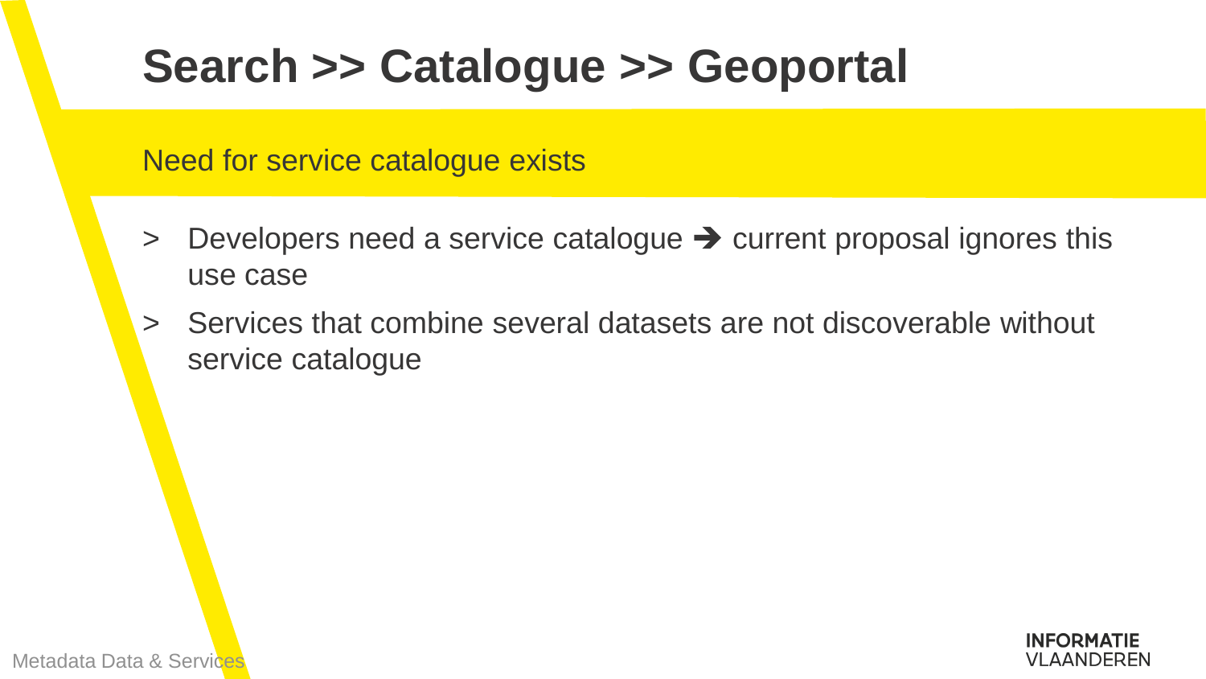# Search >> Catalogue >> Geoportal

## Need for service catalogue exists

- Developers need a service catalogue ➔ current proposal ignores this use case
- Services that combine several datasets are not discoverable without service catalogue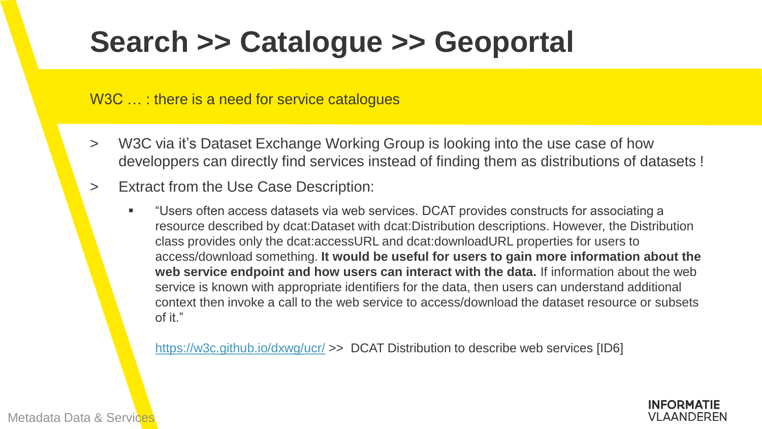# Search >> Catalogue >> Geoportal

W3C … : there is a need for service catalogues

> W3C via it's Dataset Exchange Working Group is looking into the use case of how developpers can directly find services instead of finding them as distributions of datasets !

> Extract from the Use Case Description:

- "Users often access datasets via web services. DCAT provides constructs for associating a resource described by dcat:Dataset with dcat:Distribution descriptions. However, the Distribution class provides only the dcat:accessURL and dcat:downloadURL properties for users to access/download something. **It would be useful for users to gain more information about the web service endpoint and how users can interact with the data.** If information about the web service is known with appropriate identifiers for the data, then users can understand additional context then invoke a call to the web service to access/download the dataset resource or subsets of it."

  https://w3c.github.io/dxwg/ucr/ >> DCAT Distribution to describe web services [ID6]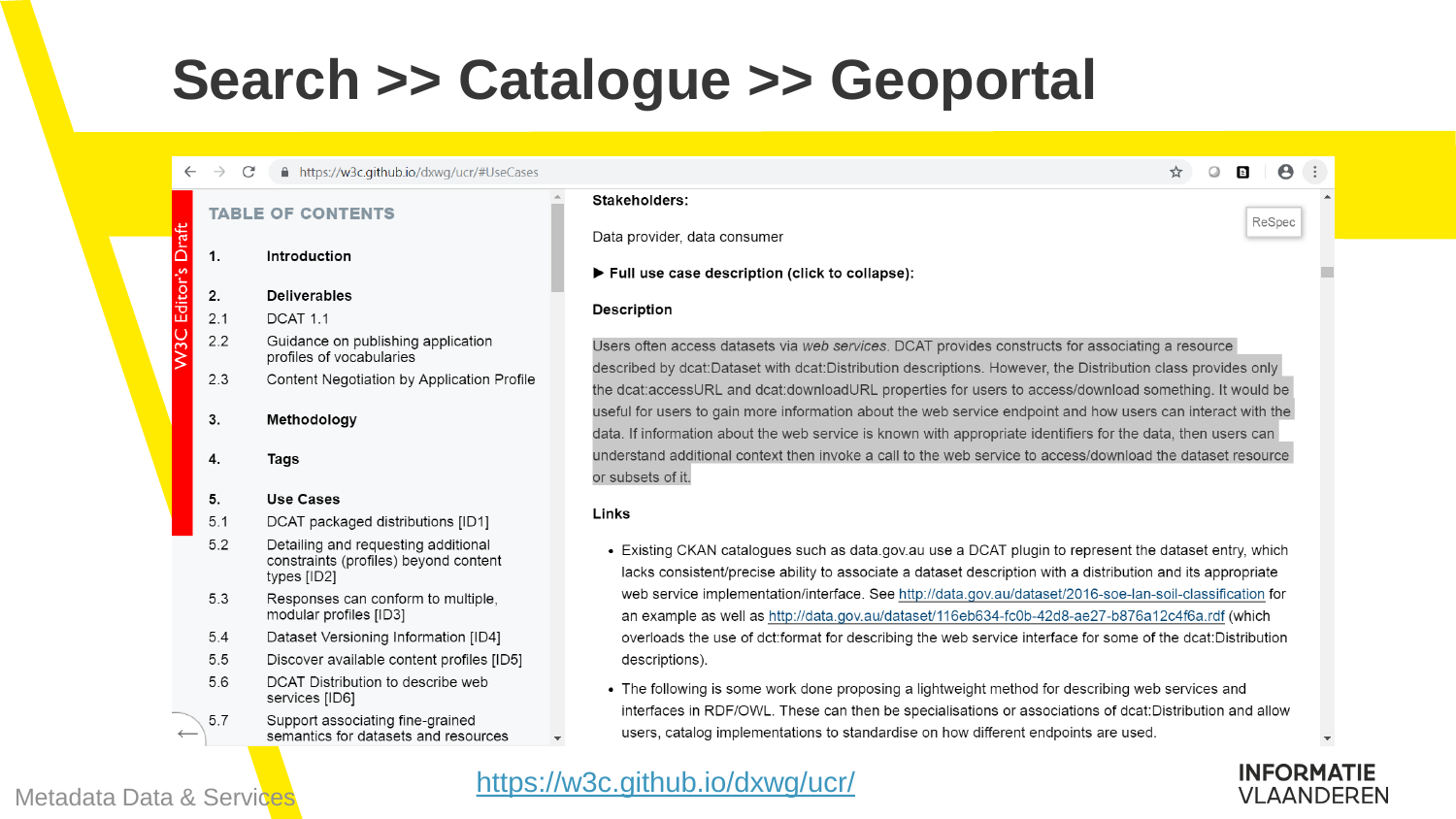# Search >> Catalogue >> Geoportal

https://w3c.github.io/dxwg/ucr/#UseCases

W3C Editor's Draft

**TABLE OF CONTENTS**

1. **Introduction**
2. **Deliverables**
   - 2.1 DCAT 1.1
   - 2.2 Guidance on publishing application profiles of vocabularies
   - 2.3 Content Negotiation by Application Profile
3. **Methodology**
4. **Tags**
5. **Use Cases**
   - 5.1 DCAT packaged distributions [ID1]
   - 5.2 Detailing and requesting additional constraints (profiles) beyond content types [ID2]
   - 5.3 Responses can conform to multiple, modular profiles [ID3]
   - 5.4 Dataset Versioning Information [ID4]
   - 5.5 Discover available content profiles [ID5]
   - 5.6 DCAT Distribution to describe web services [ID6]
   - 5.7 Support associating fine-grained semantics for datasets and resources

**Stakeholders:**

Data provider, data consumer

► **Full use case description (click to collapse):**

**Description**

Users often access datasets via *web services*. DCAT provides constructs for associating a resource described by dcat:Dataset with dcat:Distribution descriptions. However, the Distribution class provides only the dcat:accessURL and dcat:downloadURL properties for users to access/download something. It would be useful for users to gain more information about the web service endpoint and how users can interact with the data. If information about the web service is known with appropriate identifiers for the data, then users can understand additional context then invoke a call to the web service to access/download the dataset resource or subsets of it.

**Links**

- Existing CKAN catalogues such as data.gov.au use a DCAT plugin to represent the dataset entry, which lacks consistent/precise ability to associate a dataset description with a distribution and its appropriate web service implementation/interface. See http://data.gov.au/dataset/2016-soe-lan-soil-classification for an example as well as http://data.gov.au/dataset/116eb634-fc0b-42d8-ae27-b876a12c4f6a.rdf (which overloads the use of dct:format for describing the web service interface for some of the dcat:Distribution descriptions).
- The following is some work done proposing a lightweight method for describing web services and interfaces in RDF/OWL. These can then be specialisations or associations of dcat:Distribution and allow users, catalog implementations to standardise on how different endpoints are used.

https://w3c.github.io/dxwg/ucr/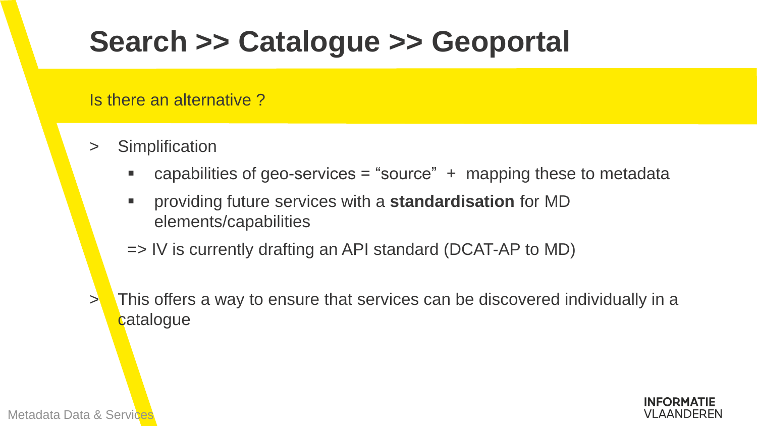# Search >> Catalogue >> Geoportal

## Is there an alternative ?

> Simplification

- capabilities of geo-services = “source” + mapping these to metadata
- providing future services with a **standardisation** for MD elements/capabilities

=> IV is currently drafting an API standard (DCAT-AP to MD)

> This offers a way to ensure that services can be discovered individually in a catalogue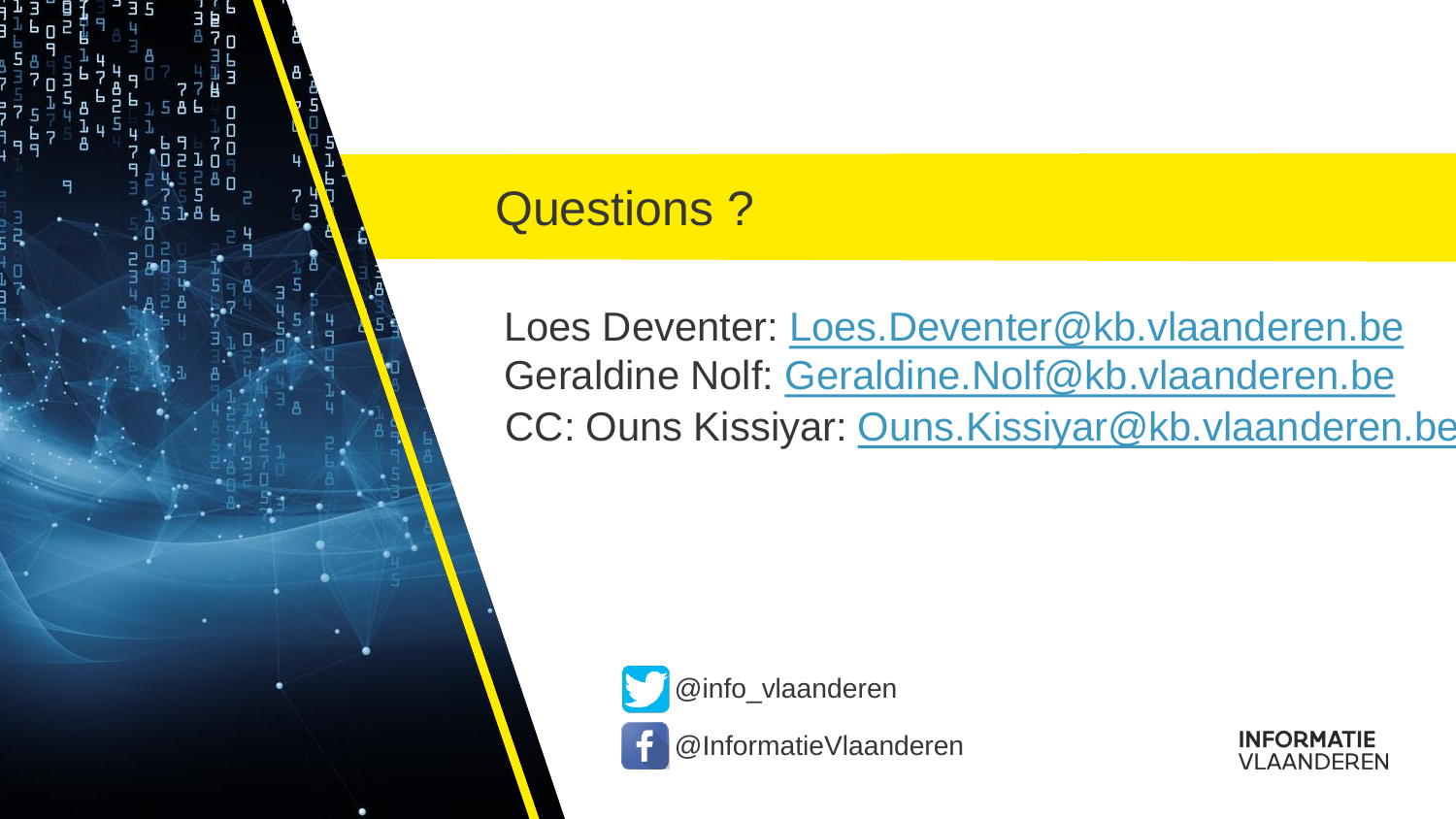# Questions ?

Loes Deventer: Loes.Deventer@kb.vlaanderen.be
Geraldine Nolf: Geraldine.Nolf@kb.vlaanderen.be
CC: Ouns Kissiyar: Ouns.Kissiyar@kb.vlaanderen.be

@info_vlaanderen

@InformatieVlaanderen

INFORMATIE VLAANDEREN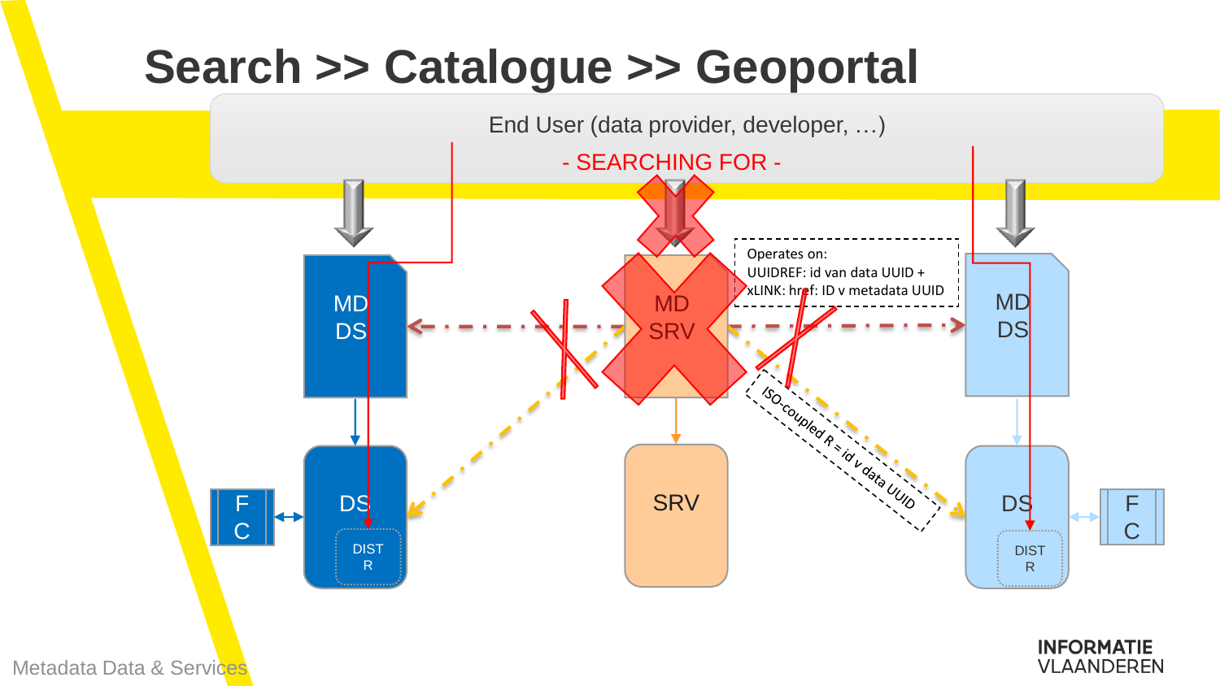# Search >> Catalogue >> Geoportal

End User (data provider, developer, …)

- SEARCHING FOR -

MD DS

MD SRV

MD DS

Operates on:
UUIDREF: id van data UUID +
xLINK: href: ID v metadata UUID

ISO-coupled R = id v data UUID

F C

DS

DIST R

SRV

DS

DIST R

F C

Metadata Data & Services

INFORMATIE VLAANDEREN